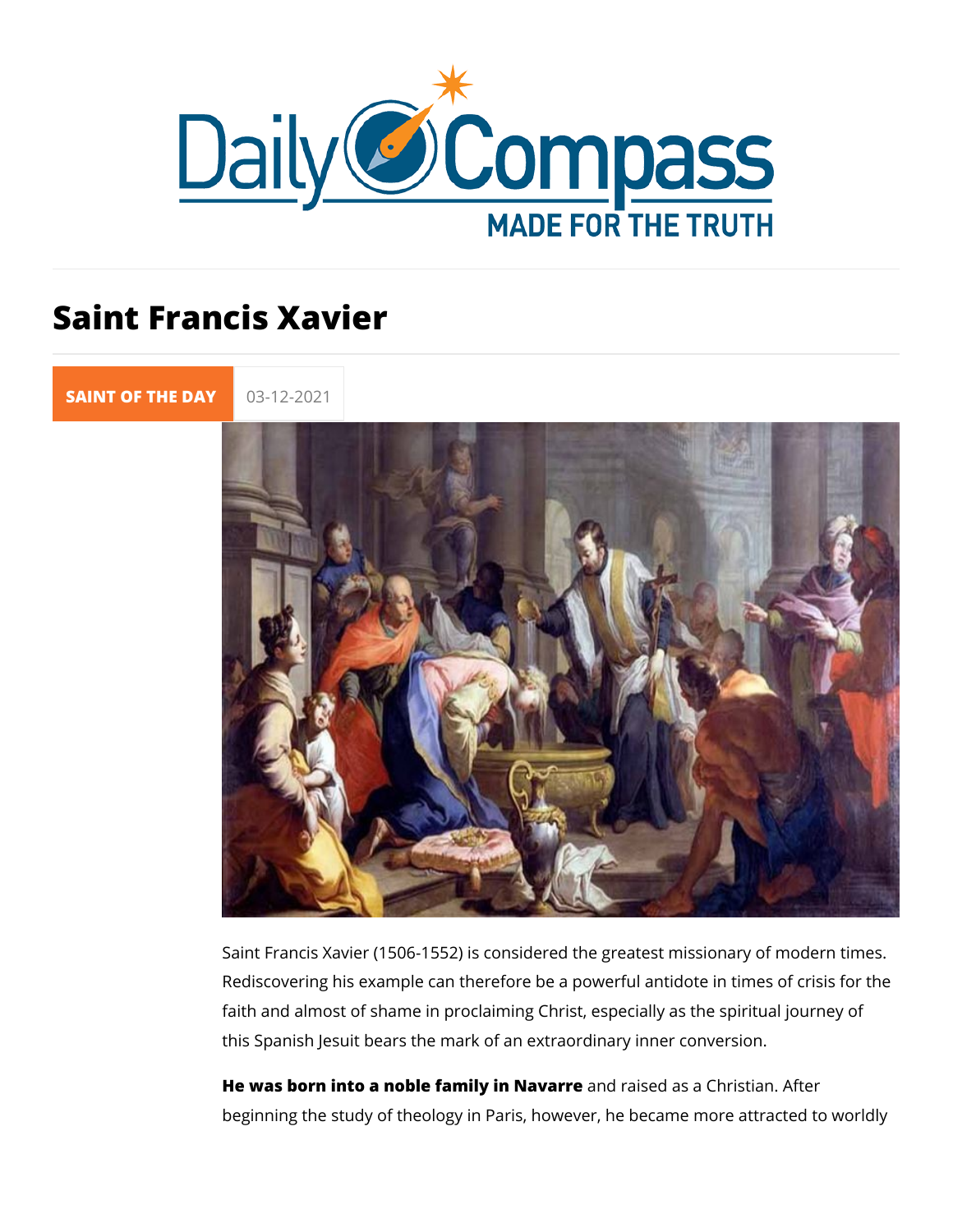# Saint Francis Xavier

SAINT OF THE DAY 03-12-2021

Saint Francis Xavier (1506-1552) is considered the greatest missionary of modern times. Rediscovering his example can therefore be a powerful antidote in times of crisis for the faith and almost of shame in proclaiming Christ, especially as the spiritual journey of this Spanish Jesuit bears the mark of an extraordinary inner conversion.

**He was born into a noble family in Navarre** and raised as a Christian. After beginning the study of theology in Paris, however, he became more attracted to worldly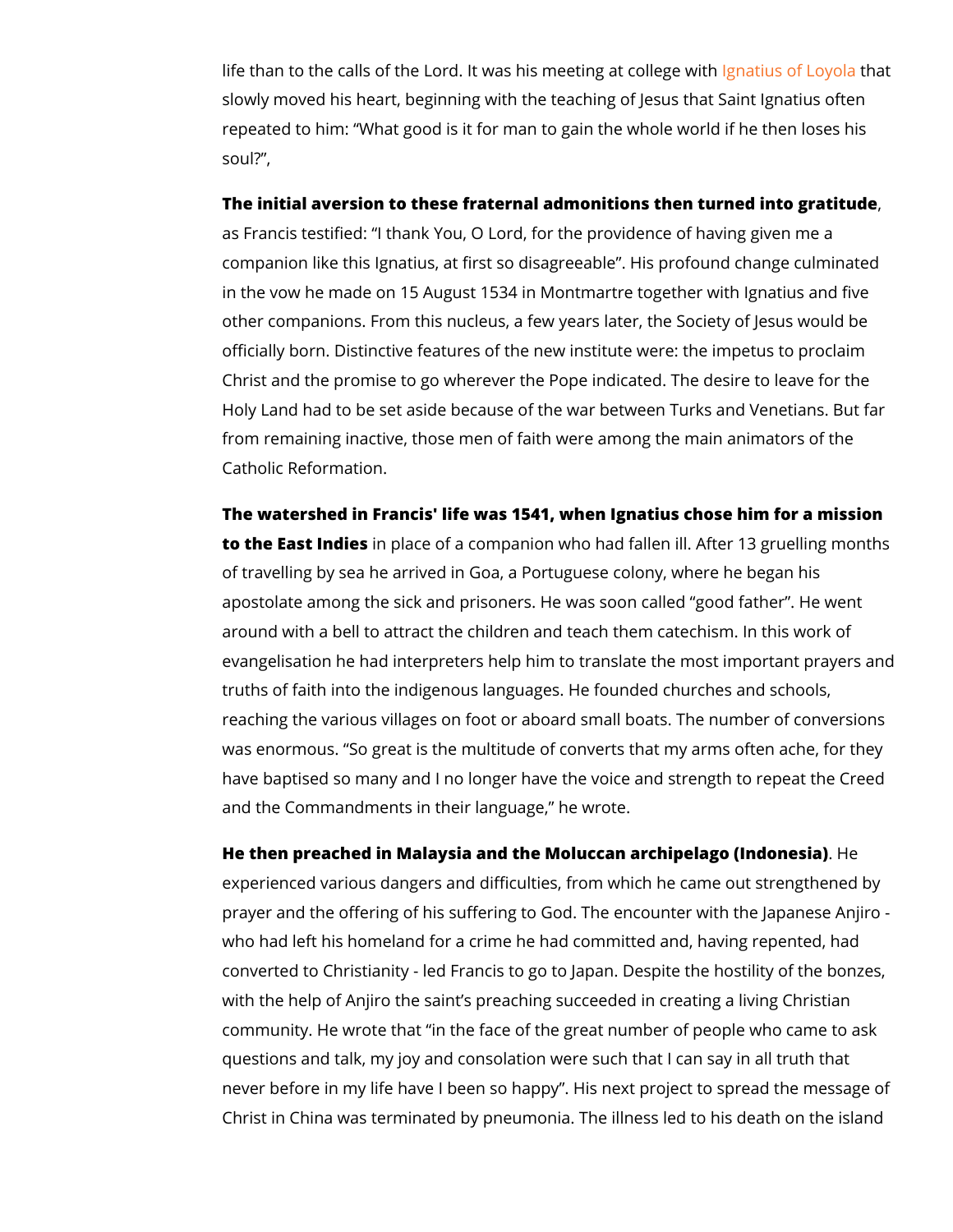life than to the calls of the Lord. It was his meeting at college with Ignatius of Loyola that slowly moved his heart, beginning with the teaching of Jesus that Saint Ignatius often repeated to him: "What good is it for man to gain the whole world if he then loses his soul?",

**The initial aversion to these fraternal admonitions then turned into gratitude**, as Francis testified: "I thank You, O Lord, for the providence of having given me a companion like this Ignatius, at first so disagreeable". His profound change culminated in the vow he made on 15 August 1534 in Montmartre together with Ignatius and five other companions. From this nucleus, a few years later, the Society of Jesus would be officially born. Distinctive features of the new institute were: the impetus to proclaim Christ and the promise to go wherever the Pope indicated. The desire to leave for the Holy Land had to be set aside because of the war between Turks and Venetians. But far from remaining inactive, those men of faith were among the main animators of the Catholic Reformation.

**The watershed in Francis' life was 1541, when Ignatius chose him for a mission to the East Indies** in place of a companion who had fallen ill. After 13 gruelling months of travelling by sea he arrived in Goa, a Portuguese colony, where he began his apostolate among the sick and prisoners. He was soon called "good father". He went around with a bell to attract the children and teach them catechism. In this work of evangelisation he had interpreters help him to translate the most important prayers and truths of faith into the indigenous languages. He founded churches and schools, reaching the various villages on foot or aboard small boats. The number of conversions was enormous. "So great is the multitude of converts that my arms often ache, for they have baptised so many and I no longer have the voice and strength to repeat the Creed and the Commandments in their language," he wrote.

**He then preached in Malaysia and the Moluccan archipelago (Indonesia)**. He experienced various dangers and difficulties, from which he came out strengthened by prayer and the offering of his suffering to God. The encounter with the Japanese Anjiro - who had left his homeland for a crime he had committed and, having repented, had converted to Christianity - led Francis to go to Japan. Despite the hostility of the bonzes, with the help of Anjiro the saint's preaching succeeded in creating a living Christian community. He wrote that "in the face of the great number of people who came to ask questions and talk, my joy and consolation were such that I can say in all truth that never before in my life have I been so happy". His next project to spread the message of Christ in China was terminated by pneumonia. The illness led to his death on the island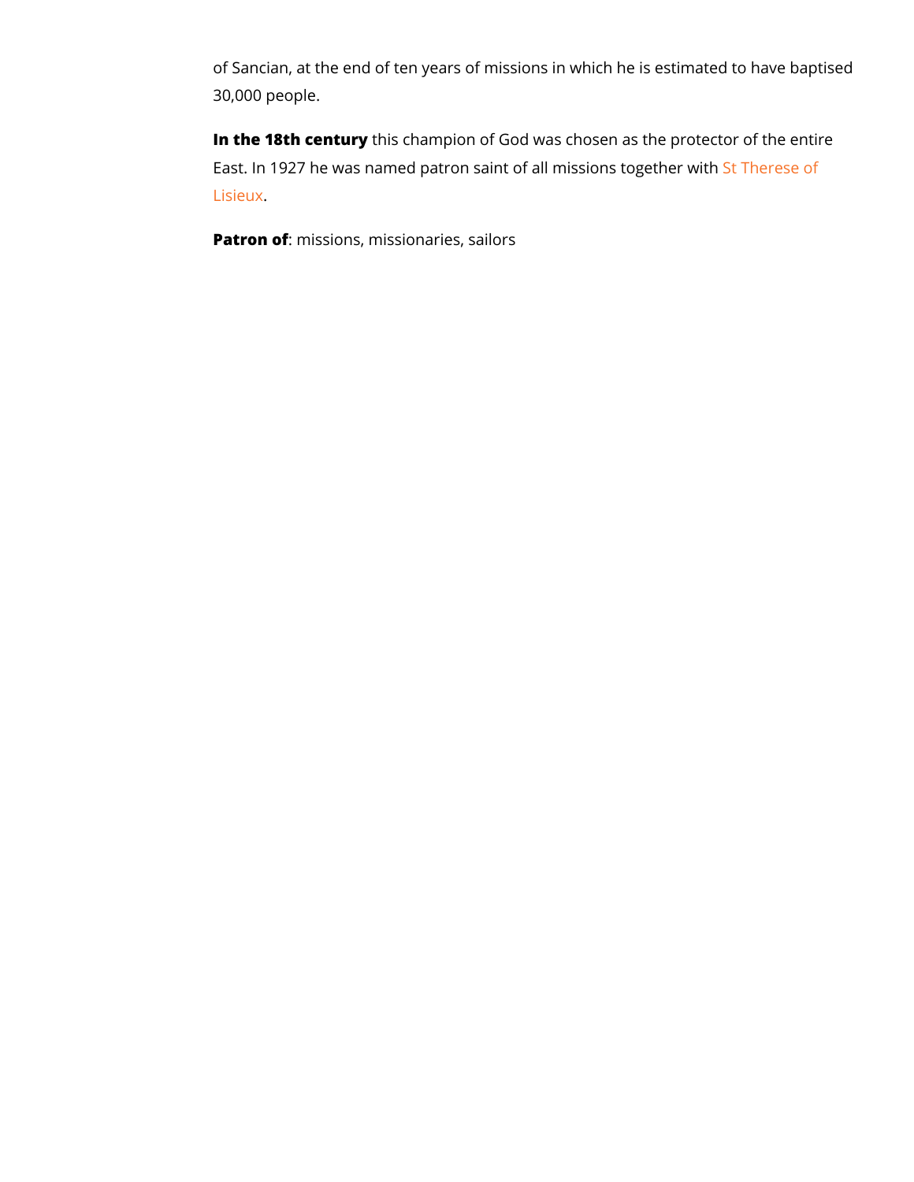of Sancian, at the end of ten years of missions in which he is estimated to have baptised 30,000 people.

**In the 18th century** this champion of God was chosen as the protector of the entire East. In 1927 he was named patron saint of all missions together with St Therese of Lisieux.

**Patron of**: missions, missionaries, sailors